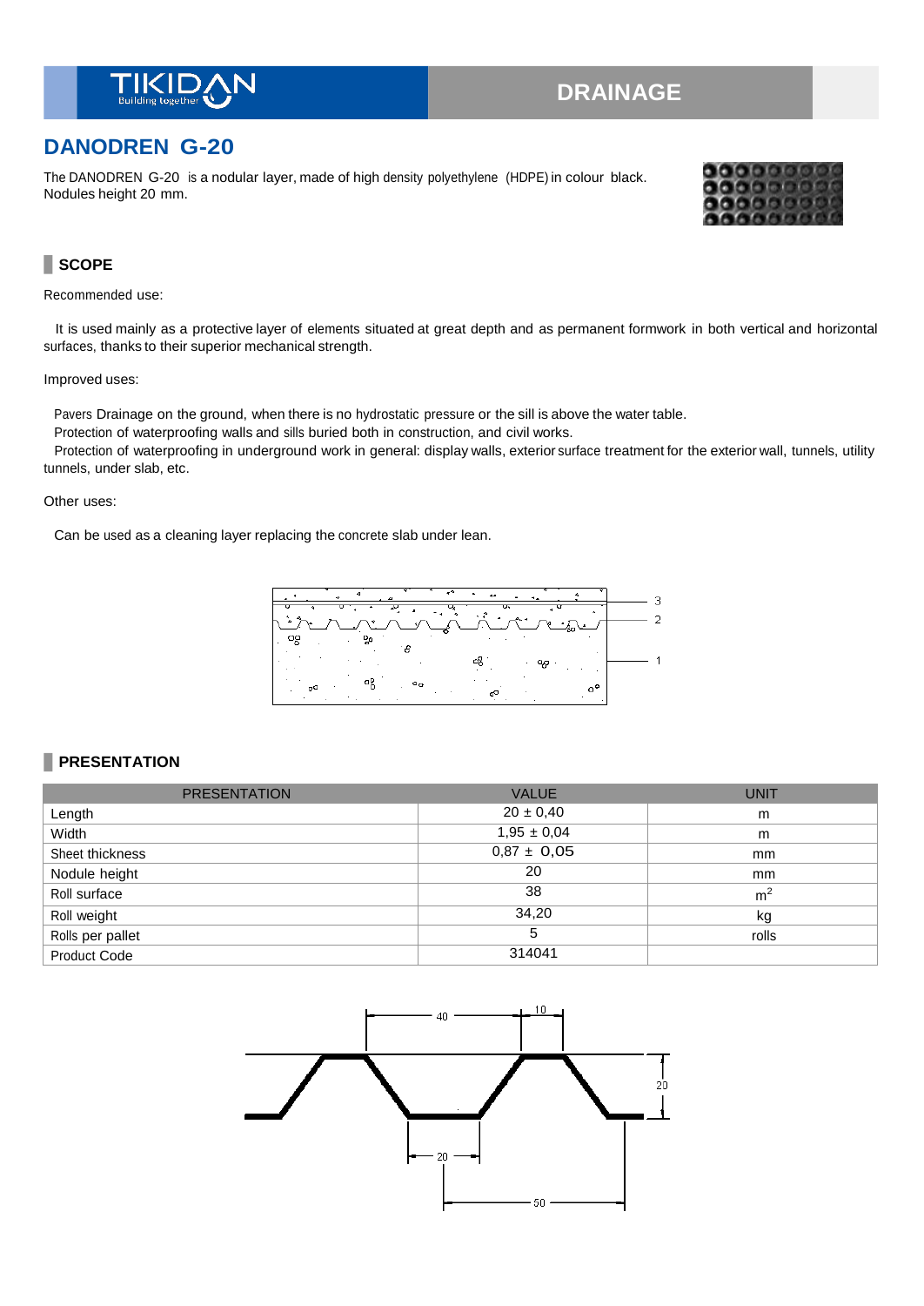# DANODREN G-20

The DANODREN G-20 is a nodular layer, made of high density polyethylene (HDPE) in colour black. Nodules height 20 mm.

## SCOPE

Recommended use:

It is used mainly as a protective layer of elements situated at great depth and as permanent formwork in both vertical and horizontal surfaces, thanks to their superior mechanical strength.

Improved uses:

Pavers Drainage on the ground, when there is no hydrostatic pressure or the sill is above the water table.
Protection of waterproofing walls and sills buried both in construction, and civil works.
Protection of waterproofing in underground work in general: display walls, exterior surface treatment for the exterior wall, tunnels, utility tunnels, under slab, etc.

Other uses:

Can be used as a cleaning layer replacing the concrete slab under lean.

## PRESENTATION

| PRESENTATION | VALUE | UNIT |
|---|---|---|
| Length | 20 ± 0,40 | m |
| Width | 1,95 ± 0,04 | m |
| Sheet thickness | 0,87 ± 0,05 | mm |
| Nodule height | 20 | mm |
| Roll surface | 38 | $m^2$ |
| Roll weight | 34,20 | kg |
| Rolls per pallet | 5 | rolls |
| Product Code | 314041 | |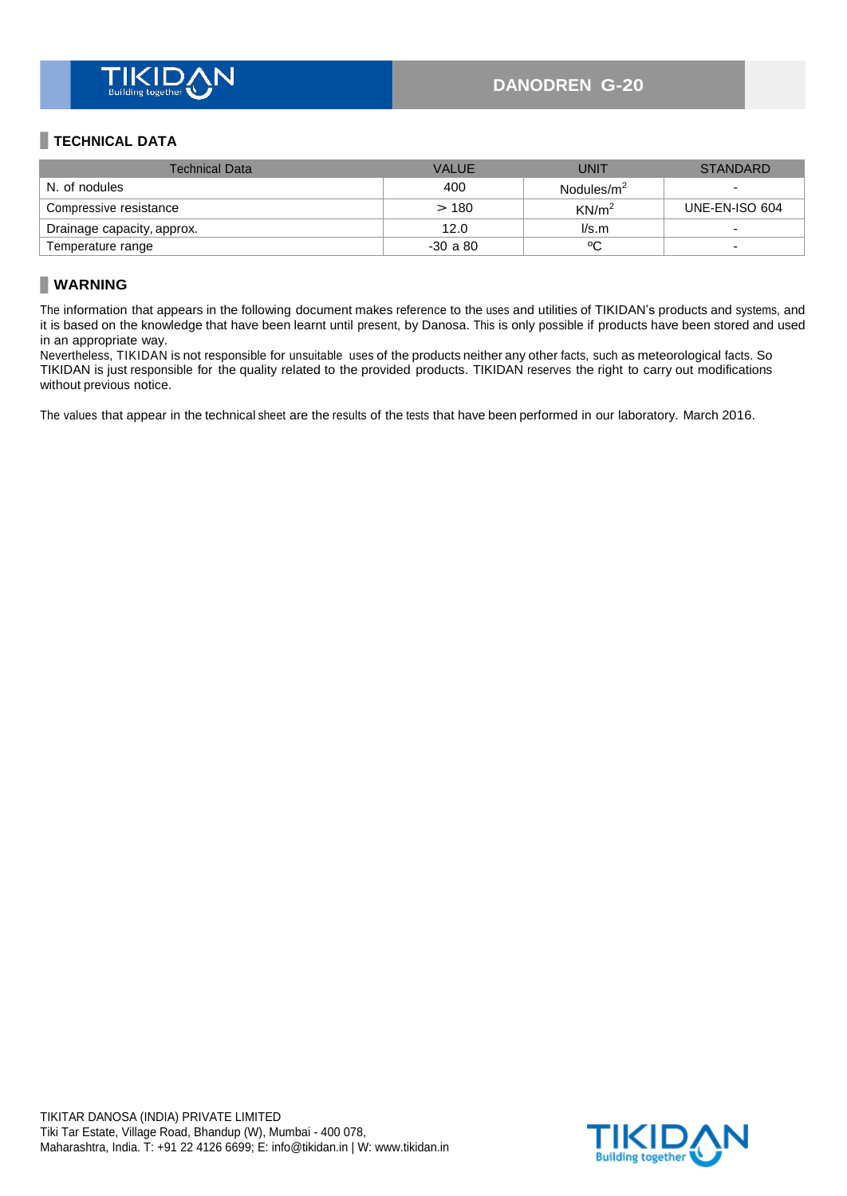## TECHNICAL DATA

| Technical Data | VALUE | UNIT | STANDARD |
|---|---|---|---|
| N. of nodules | 400 | Nodules/$m^2$ | - |
| Compressive resistance | > 180 | KN/$m^2$ | UNE-EN-ISO 604 |
| Drainage capacity, approx. | 12.0 | l/s.m | - |
| Temperature range | -30 a 80 | ºC | - |

## WARNING

The information that appears in the following document makes reference to the uses and utilities of TIKIDAN's products and systems, and it is based on the knowledge that have been learnt until present, by Danosa. This is only possible if products have been stored and used in an appropriate way.
Nevertheless, TIKIDAN is not responsible for unsuitable uses of the products neither any other facts, such as meteorological facts. So TIKIDAN is just responsible for the quality related to the provided products. TIKIDAN reserves the right to carry out modifications without previous notice.

The values that appear in the technical sheet are the results of the tests that have been performed in our laboratory. March 2016.

TIKITAR DANOSA (INDIA) PRIVATE LIMITED
Tiki Tar Estate, Village Road, Bhandup (W), Mumbai - 400 078,
Maharashtra, India. T: +91 22 4126 6699; E: info@tikidan.in | W: www.tikidan.in